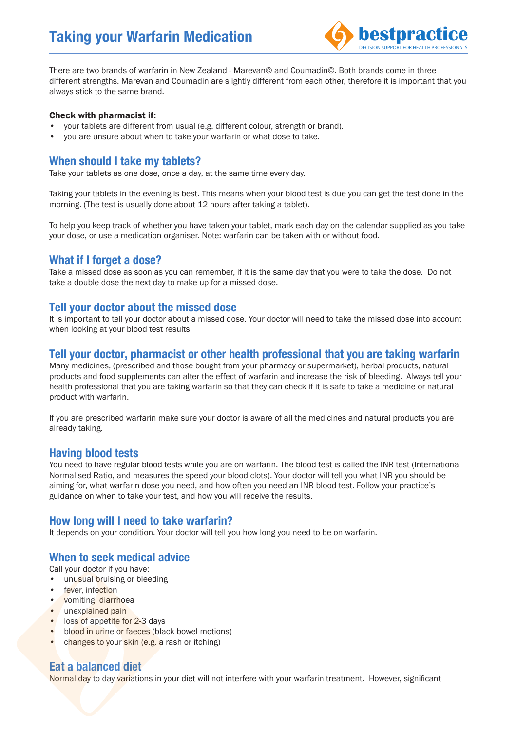# Taking your Warfarin Medication

bestpractice
DECISION SUPPORT FOR HEALTH PROFESSIONALS

There are two brands of warfarin in New Zealand - Marevan© and Coumadin©. Both brands come in three different strengths. Marevan and Coumadin are slightly different from each other, therefore it is important that you always stick to the same brand.

**Check with pharmacist if:**

- your tablets are different from usual (e.g. different colour, strength or brand).
- you are unsure about when to take your warfarin or what dose to take.

## When should I take my tablets?

Take your tablets as one dose, once a day, at the same time every day.

Taking your tablets in the evening is best. This means when your blood test is due you can get the test done in the morning. (The test is usually done about 12 hours after taking a tablet).

To help you keep track of whether you have taken your tablet, mark each day on the calendar supplied as you take your dose, or use a medication organiser. Note: warfarin can be taken with or without food.

## What if I forget a dose?

Take a missed dose as soon as you can remember, if it is the same day that you were to take the dose. Do not take a double dose the next day to make up for a missed dose.

## Tell your doctor about the missed dose

It is important to tell your doctor about a missed dose. Your doctor will need to take the missed dose into account when looking at your blood test results.

## Tell your doctor, pharmacist or other health professional that you are taking warfarin

Many medicines, (prescribed and those bought from your pharmacy or supermarket), herbal products, natural products and food supplements can alter the effect of warfarin and increase the risk of bleeding. Always tell your health professional that you are taking warfarin so that they can check if it is safe to take a medicine or natural product with warfarin.

If you are prescribed warfarin make sure your doctor is aware of all the medicines and natural products you are already taking.

## Having blood tests

You need to have regular blood tests while you are on warfarin. The blood test is called the INR test (International Normalised Ratio, and measures the speed your blood clots). Your doctor will tell you what INR you should be aiming for, what warfarin dose you need, and how often you need an INR blood test. Follow your practice's guidance on when to take your test, and how you will receive the results.

## How long will I need to take warfarin?

It depends on your condition. Your doctor will tell you how long you need to be on warfarin.

## When to seek medical advice

Call your doctor if you have:

- unusual bruising or bleeding
- fever, infection
- vomiting, diarrhoea
- unexplained pain
- loss of appetite for 2-3 days
- blood in urine or faeces (black bowel motions)
- changes to your skin (e.g. a rash or itching)

## Eat a balanced diet

Normal day to day variations in your diet will not interfere with your warfarin treatment. However, significant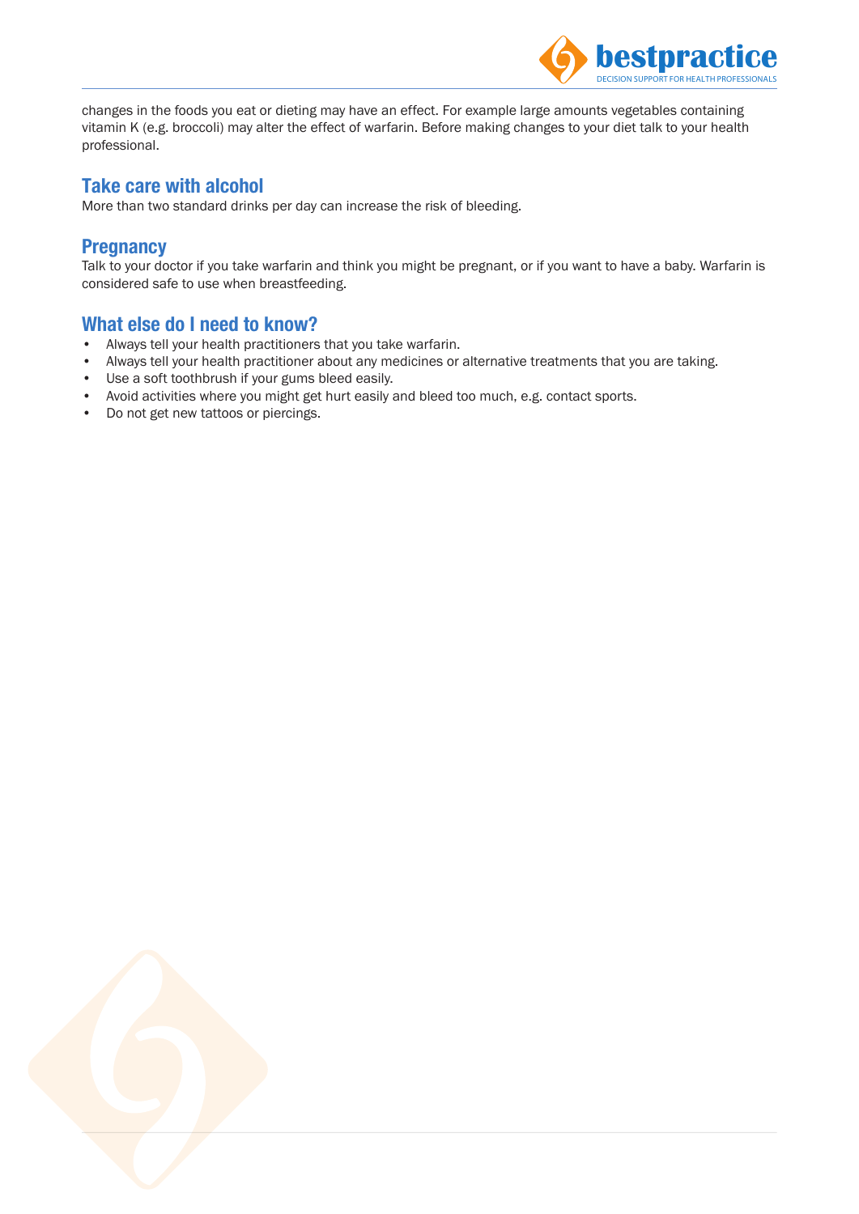changes in the foods you eat or dieting may have an effect. For example large amounts vegetables containing vitamin K (e.g. broccoli) may alter the effect of warfarin. Before making changes to your diet talk to your health professional.

## Take care with alcohol

More than two standard drinks per day can increase the risk of bleeding.

## Pregnancy

Talk to your doctor if you take warfarin and think you might be pregnant, or if you want to have a baby. Warfarin is considered safe to use when breastfeeding.

## What else do I need to know?

- Always tell your health practitioners that you take warfarin.
- Always tell your health practitioner about any medicines or alternative treatments that you are taking.
- Use a soft toothbrush if your gums bleed easily.
- Avoid activities where you might get hurt easily and bleed too much, e.g. contact sports.
- Do not get new tattoos or piercings.